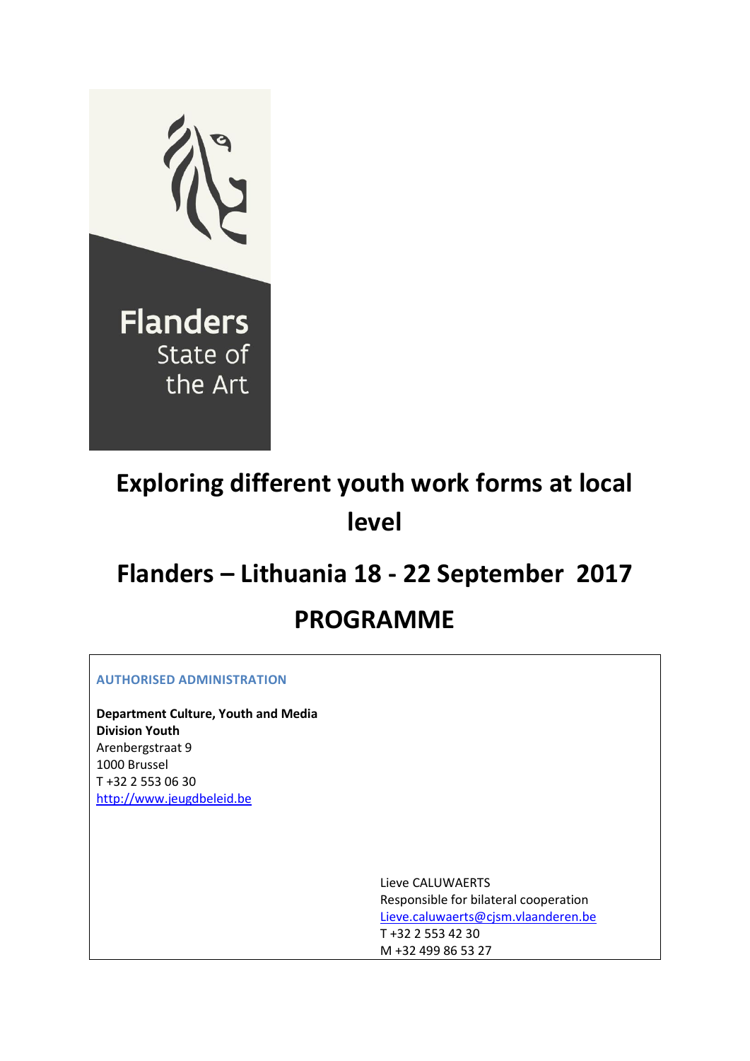Flanders
State of
the Art

# Exploring different youth work forms at local level

# Flanders – Lithuania 18 - 22 September 2017

# PROGRAMME

**AUTHORISED ADMINISTRATION**

**Department Culture, Youth and Media**
**Division Youth**
Arenbergstraat 9
1000 Brussel
T +32 2 553 06 30
http://www.jeugdbeleid.be

Lieve CALUWAERTS
Responsible for bilateral cooperation
Lieve.caluwaerts@cjsm.vlaanderen.be
T +32 2 553 42 30
M +32 499 86 53 27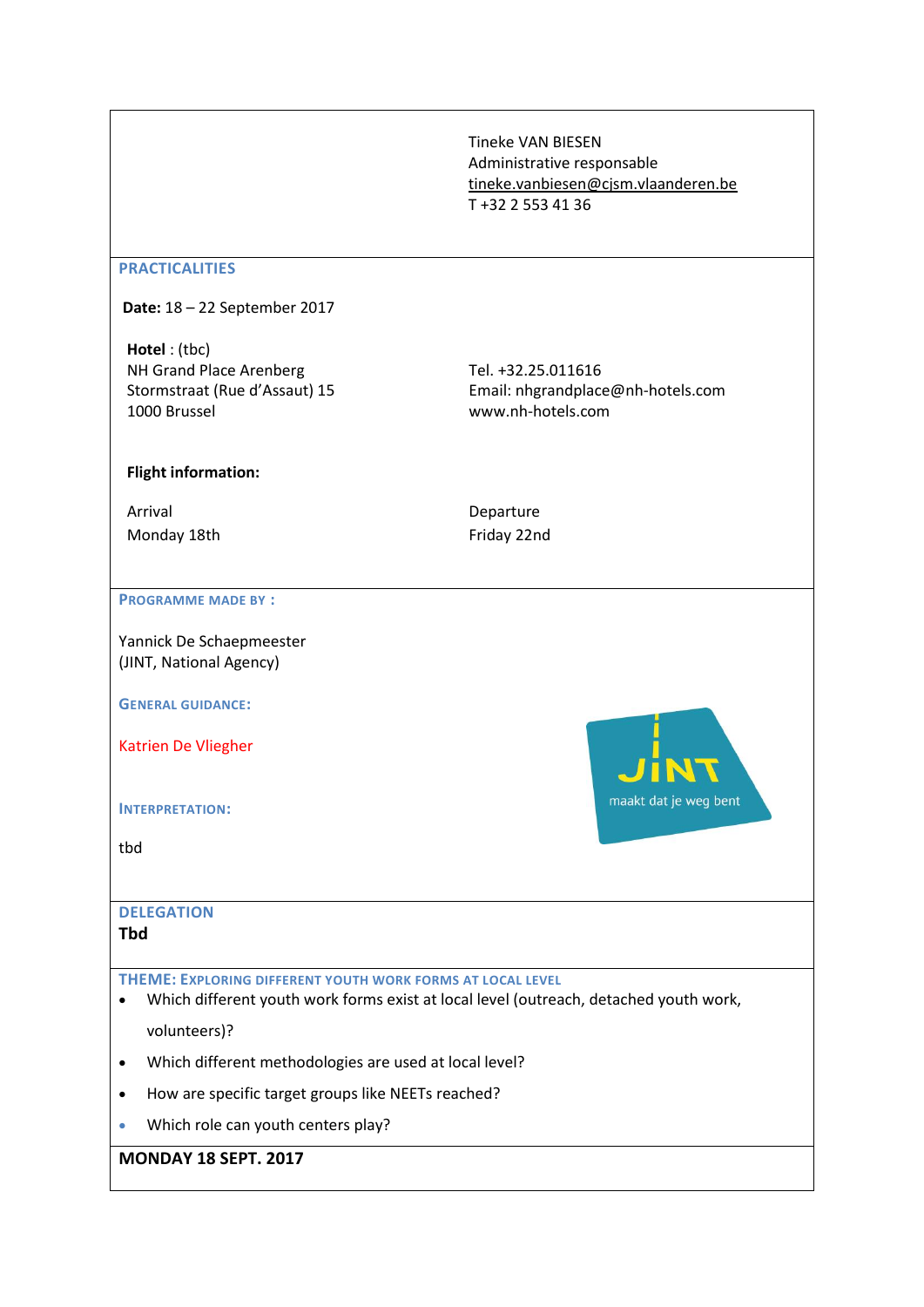Tineke VAN BIESEN
Administrative responsable
tineke.vanbiesen@cjsm.vlaanderen.be
T +32 2 553 41 36

## PRACTICALITIES

**Date:** 18 – 22 September 2017

**Hotel** : (tbc)
NH Grand Place Arenberg
Stormstraat (Rue d'Assaut) 15
1000 Brussel

Tel. +32.25.011616
Email: nhgrandplace@nh-hotels.com
www.nh-hotels.com

**Flight information:**

| Arrival | Departure |
| --- | --- |
| Monday 18th | Friday 22nd |

## PROGRAMME MADE BY :

Yannick De Schaepmeester
(JINT, National Agency)

## GENERAL GUIDANCE:

Katrien De Vliegher

## INTERPRETATION:

tbd

JINT
maakt dat je weg bent

## DELEGATION

**Tbd**

## THEME: EXPLORING DIFFERENT YOUTH WORK FORMS AT LOCAL LEVEL

- Which different youth work forms exist at local level (outreach, detached youth work, volunteers)?
- Which different methodologies are used at local level?
- How are specific target groups like NEETs reached?
- Which role can youth centers play?

## MONDAY 18 SEPT. 2017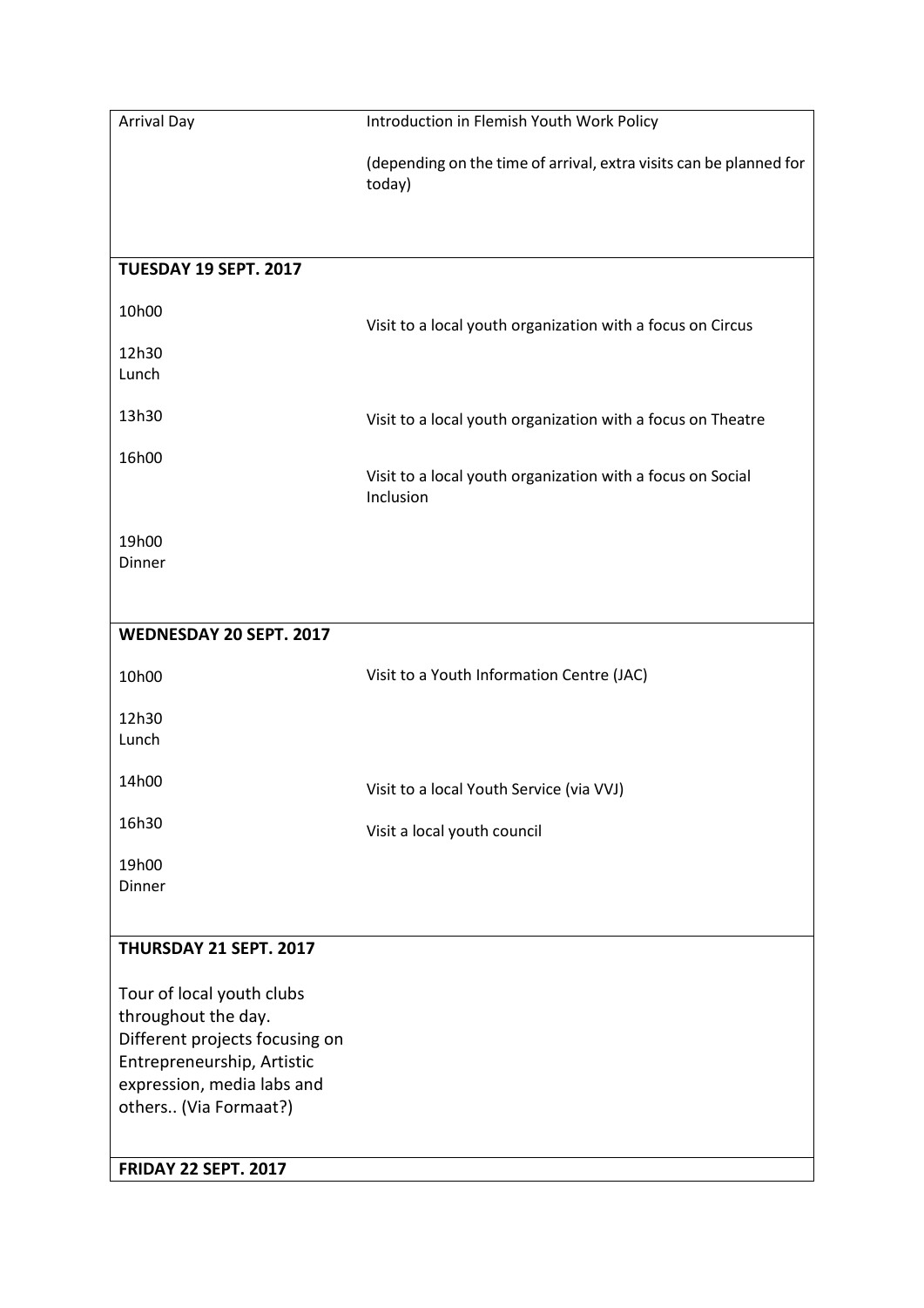| Arrival Day | Introduction in Flemish Youth Work Policy<br><br>(depending on the time of arrival, extra visits can be planned for today) |
|---|---|
| **TUESDAY 19 SEPT. 2017** | |
| 10h00 | Visit to a local youth organization with a focus on Circus |
| 12h30<br>Lunch | |
| 13h30 | Visit to a local youth organization with a focus on Theatre |
| 16h00 | Visit to a local youth organization with a focus on Social Inclusion |
| 19h00<br>Dinner | |
| **WEDNESDAY 20 SEPT. 2017** | |
| 10h00 | Visit to a Youth Information Centre (JAC) |
| 12h30<br>Lunch | |
| 14h00 | Visit to a local Youth Service (via VVJ) |
| 16h30 | Visit a local youth council |
| 19h00<br>Dinner | |
| **THURSDAY 21 SEPT. 2017** | |
| Tour of local youth clubs throughout the day.<br>Different projects focusing on Entrepreneurship, Artistic expression, media labs and others.. (Via Formaat?) | |
| **FRIDAY 22 SEPT. 2017** | |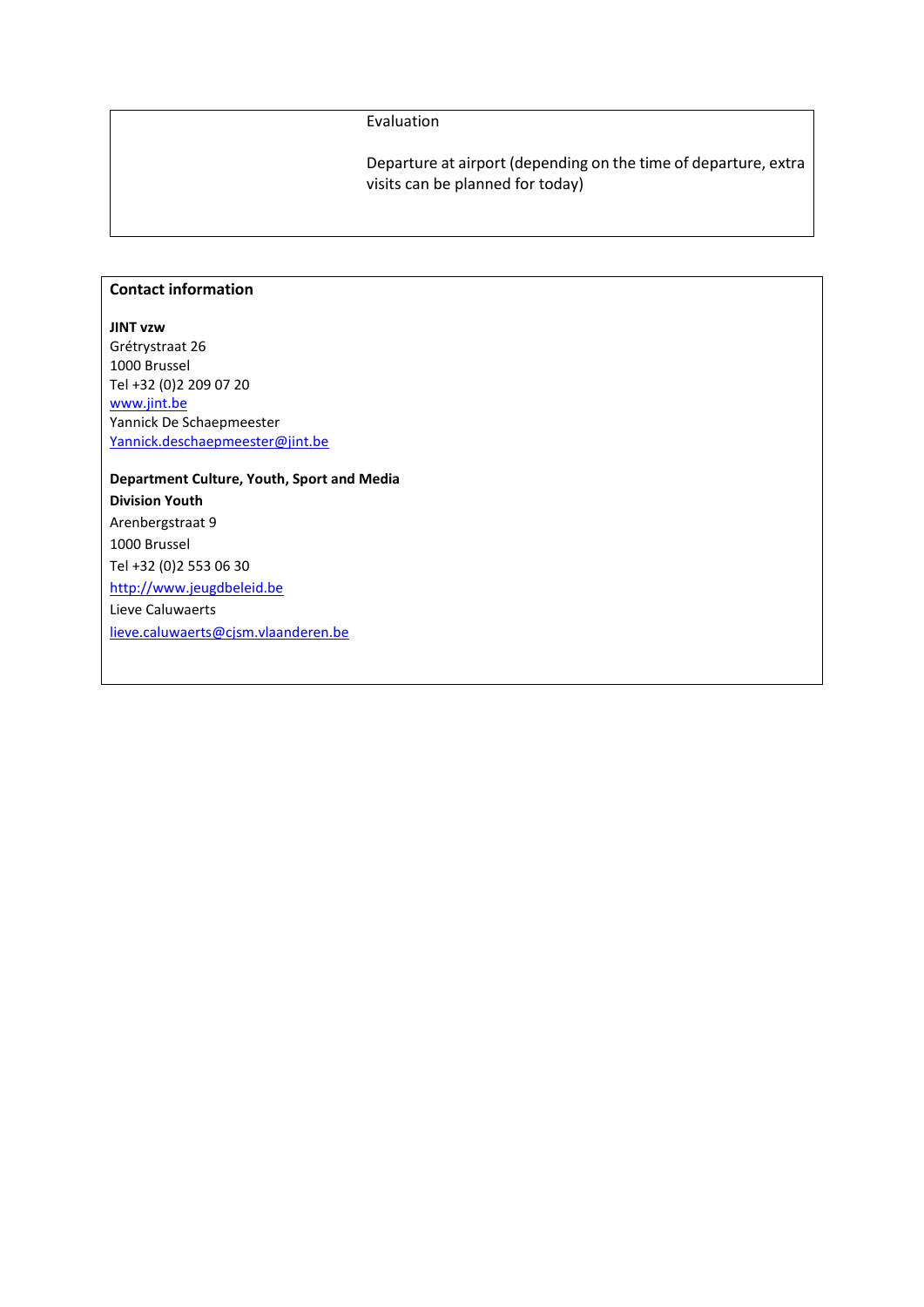| | |
|---|---|
| | Evaluation<br><br>Departure at airport (depending on the time of departure, extra visits can be planned for today) |

**Contact information**

**JINT vzw**
Grétrystraat 26
1000 Brussel
Tel +32 (0)2 209 07 20
www.jint.be
Yannick De Schaepmeester
Yannick.deschaepmeester@jint.be

**Department Culture, Youth, Sport and Media**
**Division Youth**
Arenbergstraat 9
1000 Brussel
Tel +32 (0)2 553 06 30
http://www.jeugdbeleid.be
Lieve Caluwaerts
lieve.caluwaerts@cjsm.vlaanderen.be